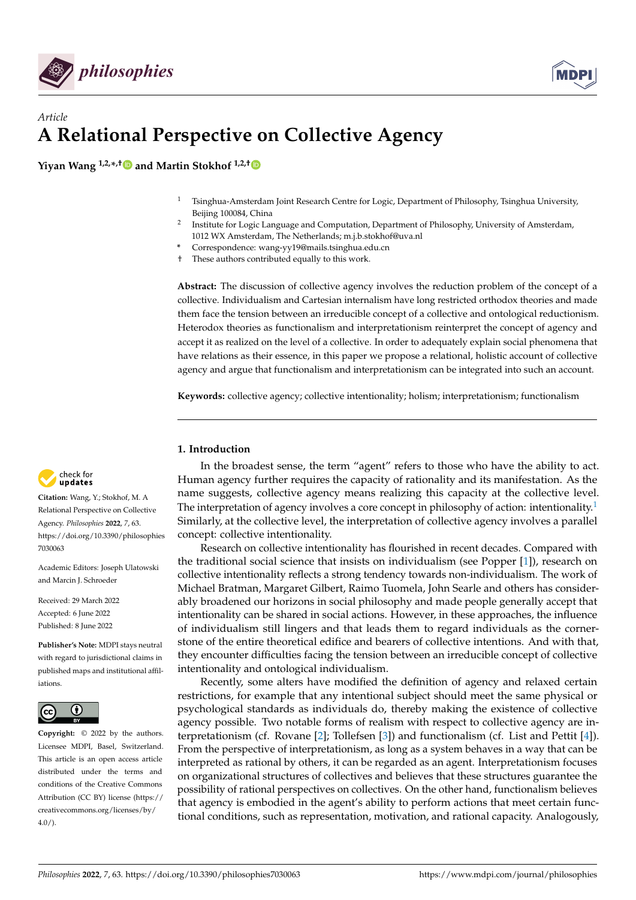*Article*

# A Relational Perspective on Collective Agency

**Yiyan Wang [1,2,*,†] and Martin Stokhof [1,2,†]**

[1] Tsinghua-Amsterdam Joint Research Centre for Logic, Department of Philosophy, Tsinghua University, Beijing 100084, China

[2] Institute for Logic Language and Computation, Department of Philosophy, University of Amsterdam, 1012 WX Amsterdam, The Netherlands; m.j.b.stokhof@uva.nl

\* Correspondence: wang-yy19@mails.tsinghua.edu.cn

† These authors contributed equally to this work.

**Abstract:** The discussion of collective agency involves the reduction problem of the concept of a collective. Individualism and Cartesian internalism have long restricted orthodox theories and made them face the tension between an irreducible concept of a collective and ontological reductionism. Heterodox theories as functionalism and interpretationism reinterpret the concept of agency and accept it as realized on the level of a collective. In order to adequately explain social phenomena that have relations as their essence, in this paper we propose a relational, holistic account of collective agency and argue that functionalism and interpretationism can be integrated into such an account.

**Keywords:** collective agency; collective intentionality; holism; interpretationism; functionalism

**Citation:** Wang, Y.; Stokhof, M. A Relational Perspective on Collective Agency. *Philosophies* **2022**, *7*, 63. https://doi.org/10.3390/philosophies7030063

Academic Editors: Joseph Ulatowski and Marcin J. Schroeder

Received: 29 March 2022
Accepted: 6 June 2022
Published: 8 June 2022

**Publisher's Note:** MDPI stays neutral with regard to jurisdictional claims in published maps and institutional affiliations.

**Copyright:** © 2022 by the authors. Licensee MDPI, Basel, Switzerland. This article is an open access article distributed under the terms and conditions of the Creative Commons Attribution (CC BY) license (https://creativecommons.org/licenses/by/4.0/).

## 1. Introduction

In the broadest sense, the term "agent" refers to those who have the ability to act. Human agency further requires the capacity of rationality and its manifestation. As the name suggests, collective agency means realizing this capacity at the collective level. The interpretation of agency involves a core concept in philosophy of action: intentionality.[1] Similarly, at the collective level, the interpretation of collective agency involves a parallel concept: collective intentionality.

Research on collective intentionality has flourished in recent decades. Compared with the traditional social science that insists on individualism (see Popper [1]), research on collective intentionality reflects a strong tendency towards non-individualism. The work of Michael Bratman, Margaret Gilbert, Raimo Tuomela, John Searle and others has considerably broadened our horizons in social philosophy and made people generally accept that intentionality can be shared in social actions. However, in these approaches, the influence of individualism still lingers and that leads them to regard individuals as the cornerstone of the entire theoretical edifice and bearers of collective intentions. And with that, they encounter difficulties facing the tension between an irreducible concept of collective intentionality and ontological individualism.

Recently, some alters have modified the definition of agency and relaxed certain restrictions, for example that any intentional subject should meet the same physical or psychological standards as individuals do, thereby making the existence of collective agency possible. Two notable forms of realism with respect to collective agency are interpretationism (cf. Rovane [2]; Tollefsen [3]) and functionalism (cf. List and Pettit [4]). From the perspective of interpretationism, as long as a system behaves in a way that can be interpreted as rational by others, it can be regarded as an agent. Interpretationism focuses on organizational structures of collectives and believes that these structures guarantee the possibility of rational perspectives on collectives. On the other hand, functionalism believes that agency is embodied in the agent's ability to perform actions that meet certain functional conditions, such as representation, motivation, and rational capacity. Analogously,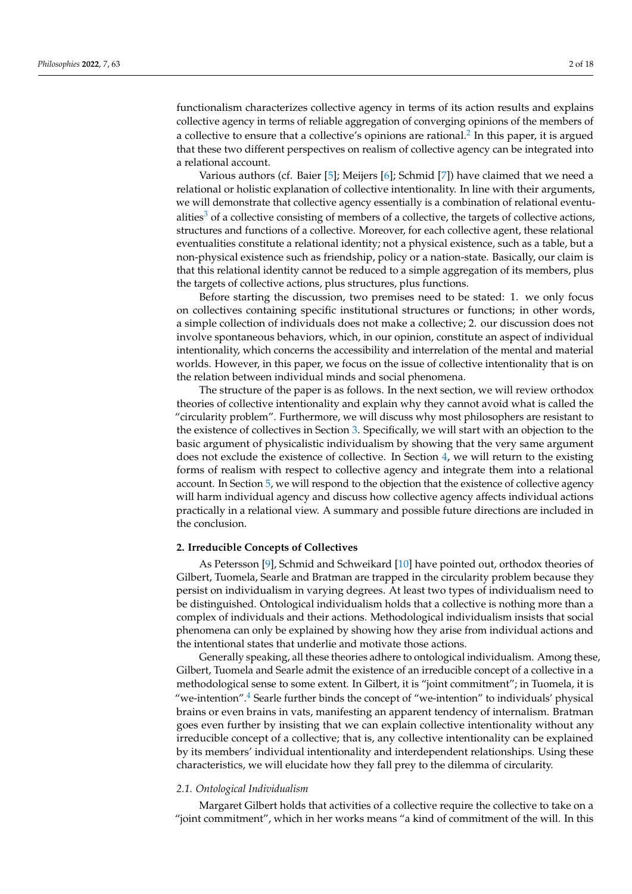functionalism characterizes collective agency in terms of its action results and explains collective agency in terms of reliable aggregation of converging opinions of the members of a collective to ensure that a collective's opinions are rational.[2] In this paper, it is argued that these two different perspectives on realism of collective agency can be integrated into a relational account.

Various authors (cf. Baier [5]; Meijers [6]; Schmid [7]) have claimed that we need a relational or holistic explanation of collective intentionality. In line with their arguments, we will demonstrate that collective agency essentially is a combination of relational eventualities[3] of a collective consisting of members of a collective, the targets of collective actions, structures and functions of a collective. Moreover, for each collective agent, these relational eventualities constitute a relational identity; not a physical existence, such as a table, but a non-physical existence such as friendship, policy or a nation-state. Basically, our claim is that this relational identity cannot be reduced to a simple aggregation of its members, plus the targets of collective actions, plus structures, plus functions.

Before starting the discussion, two premises need to be stated: 1. we only focus on collectives containing specific institutional structures or functions; in other words, a simple collection of individuals does not make a collective; 2. our discussion does not involve spontaneous behaviors, which, in our opinion, constitute an aspect of individual intentionality, which concerns the accessibility and interrelation of the mental and material worlds. However, in this paper, we focus on the issue of collective intentionality that is on the relation between individual minds and social phenomena.

The structure of the paper is as follows. In the next section, we will review orthodox theories of collective intentionality and explain why they cannot avoid what is called the "circularity problem". Furthermore, we will discuss why most philosophers are resistant to the existence of collectives in Section 3. Specifically, we will start with an objection to the basic argument of physicalistic individualism by showing that the very same argument does not exclude the existence of collective. In Section 4, we will return to the existing forms of realism with respect to collective agency and integrate them into a relational account. In Section 5, we will respond to the objection that the existence of collective agency will harm individual agency and discuss how collective agency affects individual actions practically in a relational view. A summary and possible future directions are included in the conclusion.

## 2. Irreducible Concepts of Collectives

As Petersson [9], Schmid and Schweikard [10] have pointed out, orthodox theories of Gilbert, Tuomela, Searle and Bratman are trapped in the circularity problem because they persist on individualism in varying degrees. At least two types of individualism need to be distinguished. Ontological individualism holds that a collective is nothing more than a complex of individuals and their actions. Methodological individualism insists that social phenomena can only be explained by showing how they arise from individual actions and the intentional states that underlie and motivate those actions.

Generally speaking, all these theories adhere to ontological individualism. Among these, Gilbert, Tuomela and Searle admit the existence of an irreducible concept of a collective in a methodological sense to some extent. In Gilbert, it is "joint commitment"; in Tuomela, it is "we-intention".[4] Searle further binds the concept of "we-intention" to individuals' physical brains or even brains in vats, manifesting an apparent tendency of internalism. Bratman goes even further by insisting that we can explain collective intentionality without any irreducible concept of a collective; that is, any collective intentionality can be explained by its members' individual intentionality and interdependent relationships. Using these characteristics, we will elucidate how they fall prey to the dilemma of circularity.

### *2.1. Ontological Individualism*

Margaret Gilbert holds that activities of a collective require the collective to take on a "joint commitment", which in her works means "a kind of commitment of the will. In this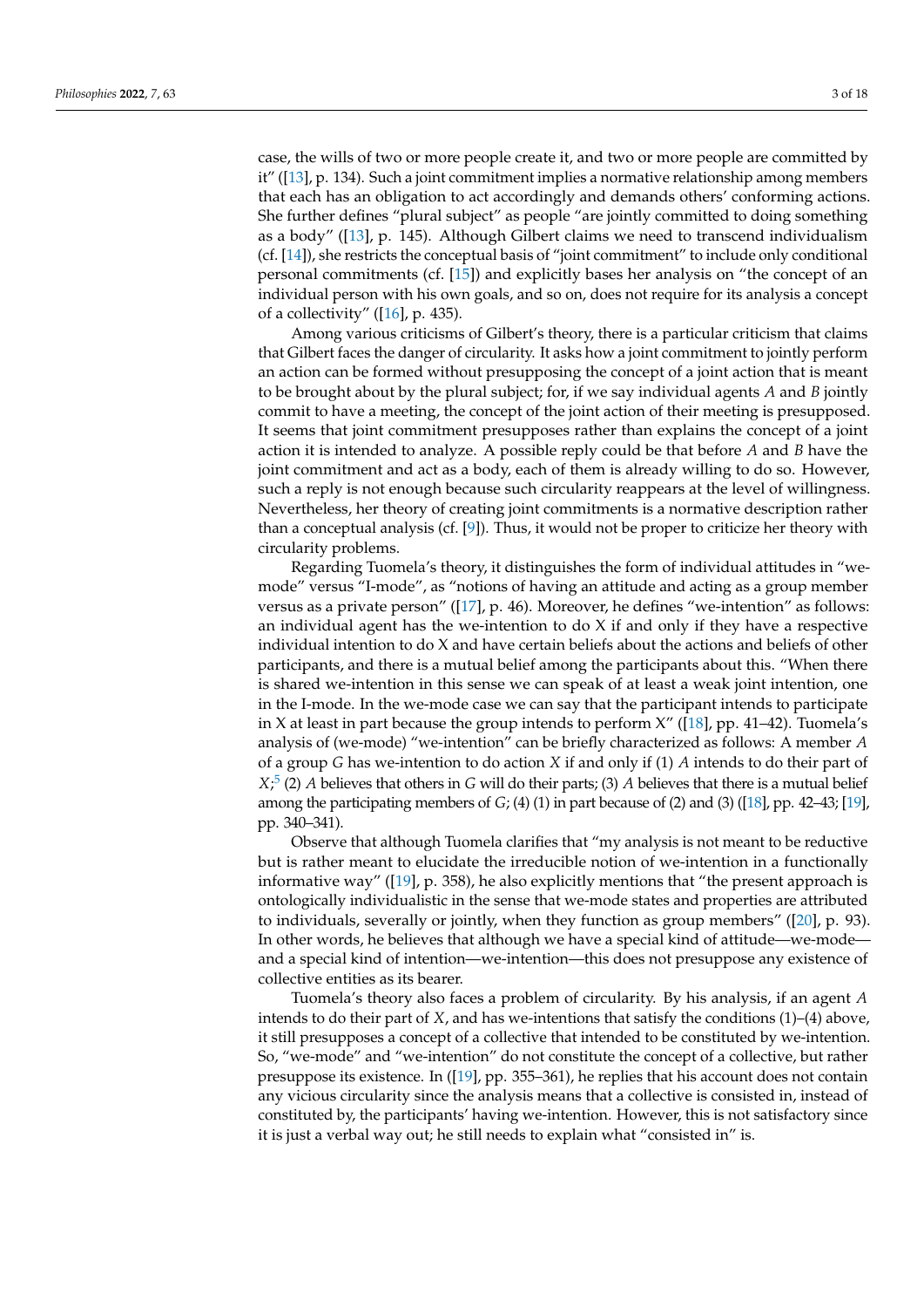case, the wills of two or more people create it, and two or more people are committed by it" ([13], p. 134). Such a joint commitment implies a normative relationship among members that each has an obligation to act accordingly and demands others' conforming actions. She further defines "plural subject" as people "are jointly committed to doing something as a body" ([13], p. 145). Although Gilbert claims we need to transcend individualism (cf. [14]), she restricts the conceptual basis of "joint commitment" to include only conditional personal commitments (cf. [15]) and explicitly bases her analysis on "the concept of an individual person with his own goals, and so on, does not require for its analysis a concept of a collectivity" ([16], p. 435).

Among various criticisms of Gilbert's theory, there is a particular criticism that claims that Gilbert faces the danger of circularity. It asks how a joint commitment to jointly perform an action can be formed without presupposing the concept of a joint action that is meant to be brought about by the plural subject; for, if we say individual agents *A* and *B* jointly commit to have a meeting, the concept of the joint action of their meeting is presupposed. It seems that joint commitment presupposes rather than explains the concept of a joint action it is intended to analyze. A possible reply could be that before *A* and *B* have the joint commitment and act as a body, each of them is already willing to do so. However, such a reply is not enough because such circularity reappears at the level of willingness. Nevertheless, her theory of creating joint commitments is a normative description rather than a conceptual analysis (cf. [9]). Thus, it would not be proper to criticize her theory with circularity problems.

Regarding Tuomela's theory, it distinguishes the form of individual attitudes in "we-mode" versus "I-mode", as "notions of having an attitude and acting as a group member versus as a private person" ([17], p. 46). Moreover, he defines "we-intention" as follows: an individual agent has the we-intention to do X if and only if they have a respective individual intention to do X and have certain beliefs about the actions and beliefs of other participants, and there is a mutual belief among the participants about this. "When there is shared we-intention in this sense we can speak of at least a weak joint intention, one in the I-mode. In the we-mode case we can say that the participant intends to participate in X at least in part because the group intends to perform X" ([18], pp. 41–42). Tuomela's analysis of (we-mode) "we-intention" can be briefly characterized as follows: A member *A* of a group *G* has we-intention to do action *X* if and only if (1) *A* intends to do their part of *X*;[5] (2) *A* believes that others in *G* will do their parts; (3) *A* believes that there is a mutual belief among the participating members of *G*; (4) (1) in part because of (2) and (3) ([18], pp. 42–43; [19], pp. 340–341).

Observe that although Tuomela clarifies that "my analysis is not meant to be reductive but is rather meant to elucidate the irreducible notion of we-intention in a functionally informative way" ([19], p. 358), he also explicitly mentions that "the present approach is ontologically individualistic in the sense that we-mode states and properties are attributed to individuals, severally or jointly, when they function as group members" ([20], p. 93). In other words, he believes that although we have a special kind of attitude—we-mode—and a special kind of intention—we-intention—this does not presuppose any existence of collective entities as its bearer.

Tuomela's theory also faces a problem of circularity. By his analysis, if an agent *A* intends to do their part of *X*, and has we-intentions that satisfy the conditions (1)–(4) above, it still presupposes a concept of a collective that intended to be constituted by we-intention. So, "we-mode" and "we-intention" do not constitute the concept of a collective, but rather presuppose its existence. In ([19], pp. 355–361), he replies that his account does not contain any vicious circularity since the analysis means that a collective is consisted in, instead of constituted by, the participants' having we-intention. However, this is not satisfactory since it is just a verbal way out; he still needs to explain what "consisted in" is.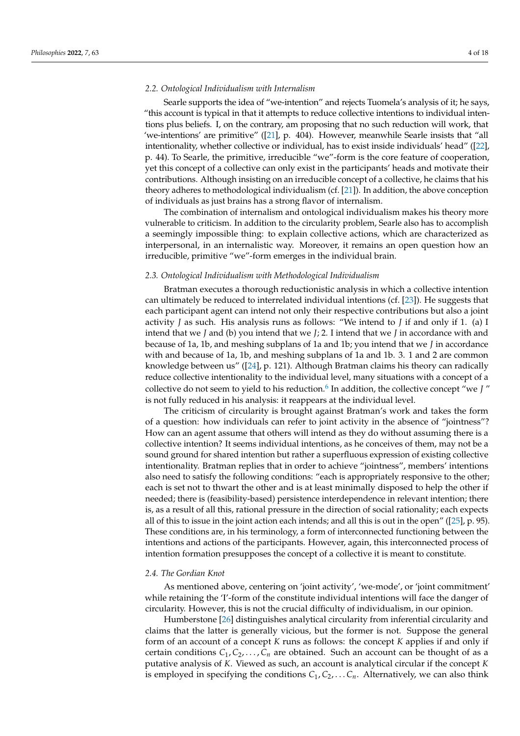### 2.2. Ontological Individualism with Internalism

Searle supports the idea of "we-intention" and rejects Tuomela's analysis of it; he says, "this account is typical in that it attempts to reduce collective intentions to individual intentions plus beliefs. I, on the contrary, am proposing that no such reduction will work, that 'we-intentions' are primitive" ([21], p. 404). However, meanwhile Searle insists that "all intentionality, whether collective or individual, has to exist inside individuals' head" ([22], p. 44). To Searle, the primitive, irreducible "we"-form is the core feature of cooperation, yet this concept of a collective can only exist in the participants' heads and motivate their contributions. Although insisting on an irreducible concept of a collective, he claims that his theory adheres to methodological individualism (cf. [21]). In addition, the above conception of individuals as just brains has a strong flavor of internalism.

The combination of internalism and ontological individualism makes his theory more vulnerable to criticism. In addition to the circularity problem, Searle also has to accomplish a seemingly impossible thing: to explain collective actions, which are characterized as interpersonal, in an internalistic way. Moreover, it remains an open question how an irreducible, primitive "we"-form emerges in the individual brain.

### 2.3. Ontological Individualism with Methodological Individualism

Bratman executes a thorough reductionistic analysis in which a collective intention can ultimately be reduced to interrelated individual intentions (cf. [23]). He suggests that each participant agent can intend not only their respective contributions but also a joint activity *J* as such. His analysis runs as follows: "We intend to *J* if and only if 1. (a) I intend that we *J* and (b) you intend that we *J*; 2. I intend that we *J* in accordance with and because of 1a, 1b, and meshing subplans of 1a and 1b; you intend that we *J* in accordance with and because of 1a, 1b, and meshing subplans of 1a and 1b. 3. 1 and 2 are common knowledge between us" ([24], p. 121). Although Bratman claims his theory can radically reduce collective intentionality to the individual level, many situations with a concept of a collective do not seem to yield to his reduction.[6] In addition, the collective concept "we *J*" is not fully reduced in his analysis: it reappears at the individual level.

The criticism of circularity is brought against Bratman's work and takes the form of a question: how individuals can refer to joint activity in the absence of "jointness"? How can an agent assume that others will intend as they do without assuming there is a collective intention? It seems individual intentions, as he conceives of them, may not be a sound ground for shared intention but rather a superfluous expression of existing collective intentionality. Bratman replies that in order to achieve "jointness", members' intentions also need to satisfy the following conditions: "each is appropriately responsive to the other; each is set not to thwart the other and is at least minimally disposed to help the other if needed; there is (feasibility-based) persistence interdependence in relevant intention; there is, as a result of all this, rational pressure in the direction of social rationality; each expects all of this to issue in the joint action each intends; and all this is out in the open" ([25], p. 95). These conditions are, in his terminology, a form of interconnected functioning between the intentions and actions of the participants. However, again, this interconnected process of intention formation presupposes the concept of a collective it is meant to constitute.

### 2.4. The Gordian Knot

As mentioned above, centering on 'joint activity', 'we-mode', or 'joint commitment' while retaining the 'I'-form of the constitute individual intentions will face the danger of circularity. However, this is not the crucial difficulty of individualism, in our opinion.

Humberstone [26] distinguishes analytical circularity from inferential circularity and claims that the latter is generally vicious, but the former is not. Suppose the general form of an account of a concept $K$ runs as follows: the concept $K$ applies if and only if certain conditions $C_1, C_2, \ldots, C_n$ are obtained. Such an account can be thought of as a putative analysis of $K$. Viewed as such, an account is analytical circular if the concept $K$ is employed in specifying the conditions $C_1, C_2, \ldots C_n$. Alternatively, we can also think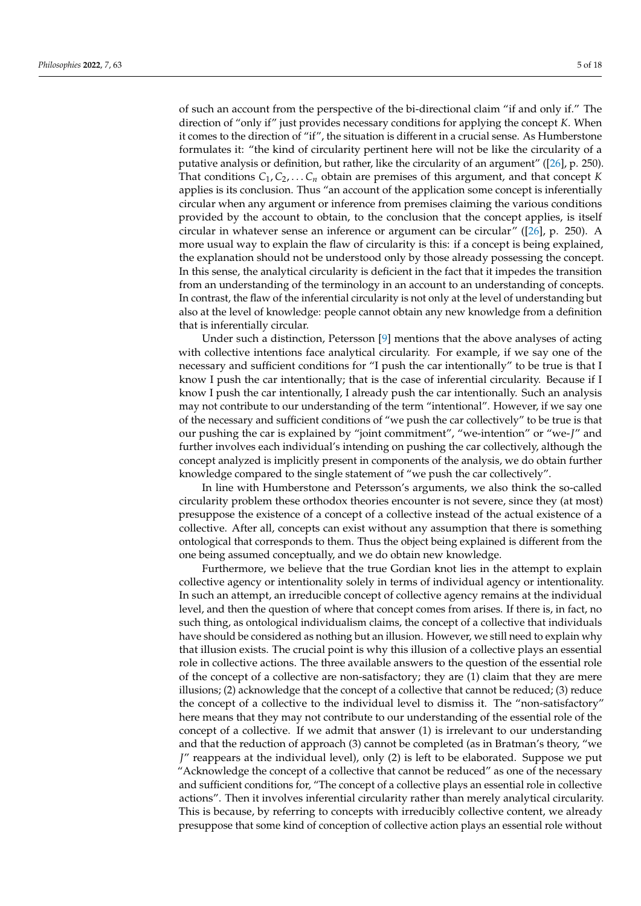of such an account from the perspective of the bi-directional claim "if and only if." The direction of "only if" just provides necessary conditions for applying the concept $K$. When it comes to the direction of "if", the situation is different in a crucial sense. As Humberstone formulates it: "the kind of circularity pertinent here will not be like the circularity of a putative analysis or definition, but rather, like the circularity of an argument" ([26], p. 250). That conditions $C_1, C_2, \ldots C_n$ obtain are premises of this argument, and that concept $K$ applies is its conclusion. Thus "an account of the application some concept is inferentially circular when any argument or inference from premises claiming the various conditions provided by the account to obtain, to the conclusion that the concept applies, is itself circular in whatever sense an inference or argument can be circular" ([26], p. 250). A more usual way to explain the flaw of circularity is this: if a concept is being explained, the explanation should not be understood only by those already possessing the concept. In this sense, the analytical circularity is deficient in the fact that it impedes the transition from an understanding of the terminology in an account to an understanding of concepts. In contrast, the flaw of the inferential circularity is not only at the level of understanding but also at the level of knowledge: people cannot obtain any new knowledge from a definition that is inferentially circular.

Under such a distinction, Petersson [9] mentions that the above analyses of acting with collective intentions face analytical circularity. For example, if we say one of the necessary and sufficient conditions for "I push the car intentionally" to be true is that I know I push the car intentionally; that is the case of inferential circularity. Because if I know I push the car intentionally, I already push the car intentionally. Such an analysis may not contribute to our understanding of the term "intentional". However, if we say one of the necessary and sufficient conditions of "we push the car collectively" to be true is that our pushing the car is explained by "joint commitment", "we-intention" or "we-*J*" and further involves each individual's intending on pushing the car collectively, although the concept analyzed is implicitly present in components of the analysis, we do obtain further knowledge compared to the single statement of "we push the car collectively".

In line with Humberstone and Petersson's arguments, we also think the so-called circularity problem these orthodox theories encounter is not severe, since they (at most) presuppose the existence of a concept of a collective instead of the actual existence of a collective. After all, concepts can exist without any assumption that there is something ontological that corresponds to them. Thus the object being explained is different from the one being assumed conceptually, and we do obtain new knowledge.

Furthermore, we believe that the true Gordian knot lies in the attempt to explain collective agency or intentionality solely in terms of individual agency or intentionality. In such an attempt, an irreducible concept of collective agency remains at the individual level, and then the question of where that concept comes from arises. If there is, in fact, no such thing, as ontological individualism claims, the concept of a collective that individuals have should be considered as nothing but an illusion. However, we still need to explain why that illusion exists. The crucial point is why this illusion of a collective plays an essential role in collective actions. The three available answers to the question of the essential role of the concept of a collective are non-satisfactory; they are (1) claim that they are mere illusions; (2) acknowledge that the concept of a collective that cannot be reduced; (3) reduce the concept of a collective to the individual level to dismiss it. The "non-satisfactory" here means that they may not contribute to our understanding of the essential role of the concept of a collective. If we admit that answer (1) is irrelevant to our understanding and that the reduction of approach (3) cannot be completed (as in Bratman's theory, "we *J*" reappears at the individual level), only (2) is left to be elaborated. Suppose we put "Acknowledge the concept of a collective that cannot be reduced" as one of the necessary and sufficient conditions for, "The concept of a collective plays an essential role in collective actions". Then it involves inferential circularity rather than merely analytical circularity. This is because, by referring to concepts with irreducibly collective content, we already presuppose that some kind of conception of collective action plays an essential role without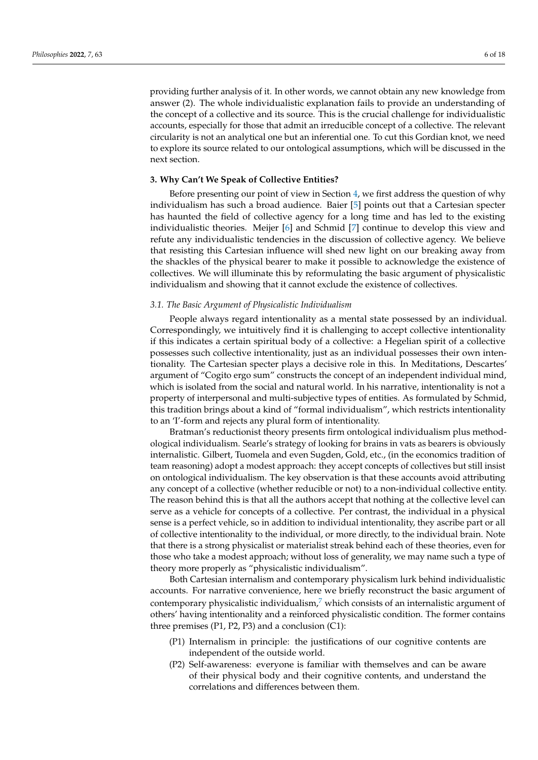providing further analysis of it. In other words, we cannot obtain any new knowledge from answer (2). The whole individualistic explanation fails to provide an understanding of the concept of a collective and its source. This is the crucial challenge for individualistic accounts, especially for those that admit an irreducible concept of a collective. The relevant circularity is not an analytical one but an inferential one. To cut this Gordian knot, we need to explore its source related to our ontological assumptions, which will be discussed in the next section.

## 3. Why Can't We Speak of Collective Entities?

Before presenting our point of view in Section 4, we first address the question of why individualism has such a broad audience. Baier [5] points out that a Cartesian specter has haunted the field of collective agency for a long time and has led to the existing individualistic theories. Meijer [6] and Schmid [7] continue to develop this view and refute any individualistic tendencies in the discussion of collective agency. We believe that resisting this Cartesian influence will shed new light on our breaking away from the shackles of the physical bearer to make it possible to acknowledge the existence of collectives. We will illuminate this by reformulating the basic argument of physicalistic individualism and showing that it cannot exclude the existence of collectives.

### *3.1. The Basic Argument of Physicalistic Individualism*

People always regard intentionality as a mental state possessed by an individual. Correspondingly, we intuitively find it is challenging to accept collective intentionality if this indicates a certain spiritual body of a collective: a Hegelian spirit of a collective possesses such collective intentionality, just as an individual possesses their own intentionality. The Cartesian specter plays a decisive role in this. In Meditations, Descartes' argument of "Cogito ergo sum" constructs the concept of an independent individual mind, which is isolated from the social and natural world. In his narrative, intentionality is not a property of interpersonal and multi-subjective types of entities. As formulated by Schmid, this tradition brings about a kind of "formal individualism", which restricts intentionality to an 'I'-form and rejects any plural form of intentionality.

Bratman's reductionist theory presents firm ontological individualism plus methodological individualism. Searle's strategy of looking for brains in vats as bearers is obviously internalistic. Gilbert, Tuomela and even Sugden, Gold, etc., (in the economics tradition of team reasoning) adopt a modest approach: they accept concepts of collectives but still insist on ontological individualism. The key observation is that these accounts avoid attributing any concept of a collective (whether reducible or not) to a non-individual collective entity. The reason behind this is that all the authors accept that nothing at the collective level can serve as a vehicle for concepts of a collective. Per contrast, the individual in a physical sense is a perfect vehicle, so in addition to individual intentionality, they ascribe part or all of collective intentionality to the individual, or more directly, to the individual brain. Note that there is a strong physicalist or materialist streak behind each of these theories, even for those who take a modest approach; without loss of generality, we may name such a type of theory more properly as "physicalistic individualism".

Both Cartesian internalism and contemporary physicalism lurk behind individualistic accounts. For narrative convenience, here we briefly reconstruct the basic argument of contemporary physicalistic individualism,[7] which consists of an internalistic argument of others' having intentionality and a reinforced physicalistic condition. The former contains three premises (P1, P2, P3) and a conclusion (C1):

- (P1) Internalism in principle: the justifications of our cognitive contents are independent of the outside world.
- (P2) Self-awareness: everyone is familiar with themselves and can be aware of their physical body and their cognitive contents, and understand the correlations and differences between them.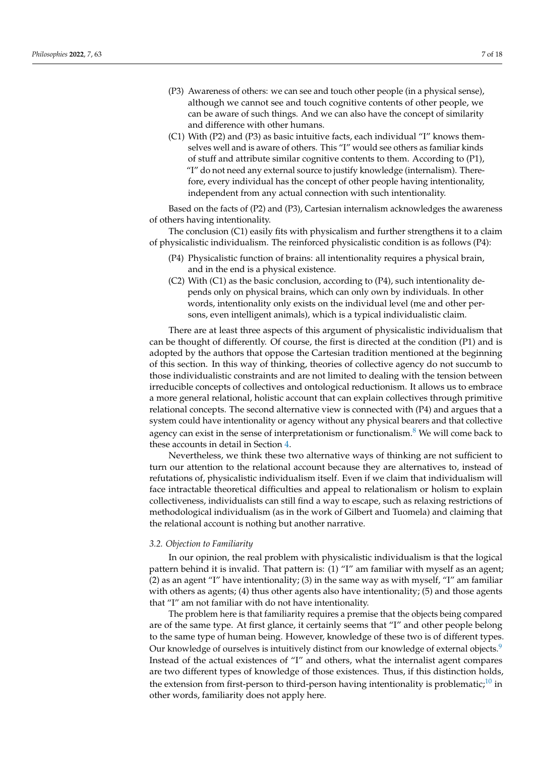(P3) Awareness of others: we can see and touch other people (in a physical sense), although we cannot see and touch cognitive contents of other people, we can be aware of such things. And we can also have the concept of similarity and difference with other humans.

(C1) With (P2) and (P3) as basic intuitive facts, each individual "I" knows themselves well and is aware of others. This "I" would see others as familiar kinds of stuff and attribute similar cognitive contents to them. According to (P1), "I" do not need any external source to justify knowledge (internalism). Therefore, every individual has the concept of other people having intentionality, independent from any actual connection with such intentionality.

Based on the facts of (P2) and (P3), Cartesian internalism acknowledges the awareness of others having intentionality.

The conclusion (C1) easily fits with physicalism and further strengthens it to a claim of physicalistic individualism. The reinforced physicalistic condition is as follows (P4):

(P4) Physicalistic function of brains: all intentionality requires a physical brain, and in the end is a physical existence.

(C2) With (C1) as the basic conclusion, according to (P4), such intentionality depends only on physical brains, which can only own by individuals. In other words, intentionality only exists on the individual level (me and other persons, even intelligent animals), which is a typical individualistic claim.

There are at least three aspects of this argument of physicalistic individualism that can be thought of differently. Of course, the first is directed at the condition (P1) and is adopted by the authors that oppose the Cartesian tradition mentioned at the beginning of this section. In this way of thinking, theories of collective agency do not succumb to those individualistic constraints and are not limited to dealing with the tension between irreducible concepts of collectives and ontological reductionism. It allows us to embrace a more general relational, holistic account that can explain collectives through primitive relational concepts. The second alternative view is connected with (P4) and argues that a system could have intentionality or agency without any physical bearers and that collective agency can exist in the sense of interpretationism or functionalism.[8] We will come back to these accounts in detail in Section 4.

Nevertheless, we think these two alternative ways of thinking are not sufficient to turn our attention to the relational account because they are alternatives to, instead of refutations of, physicalistic individualism itself. Even if we claim that individualism will face intractable theoretical difficulties and appeal to relationalism or holism to explain collectiveness, individualists can still find a way to escape, such as relaxing restrictions of methodological individualism (as in the work of Gilbert and Tuomela) and claiming that the relational account is nothing but another narrative.

### 3.2. Objection to Familiarity

In our opinion, the real problem with physicalistic individualism is that the logical pattern behind it is invalid. That pattern is: (1) "I" am familiar with myself as an agent; (2) as an agent "I" have intentionality; (3) in the same way as with myself, "I" am familiar with others as agents; (4) thus other agents also have intentionality; (5) and those agents that "I" am not familiar with do not have intentionality.

The problem here is that familiarity requires a premise that the objects being compared are of the same type. At first glance, it certainly seems that "I" and other people belong to the same type of human being. However, knowledge of these two is of different types. Our knowledge of ourselves is intuitively distinct from our knowledge of external objects.[9] Instead of the actual existences of "I" and others, what the internalist agent compares are two different types of knowledge of those existences. Thus, if this distinction holds, the extension from first-person to third-person having intentionality is problematic;[10] in other words, familiarity does not apply here.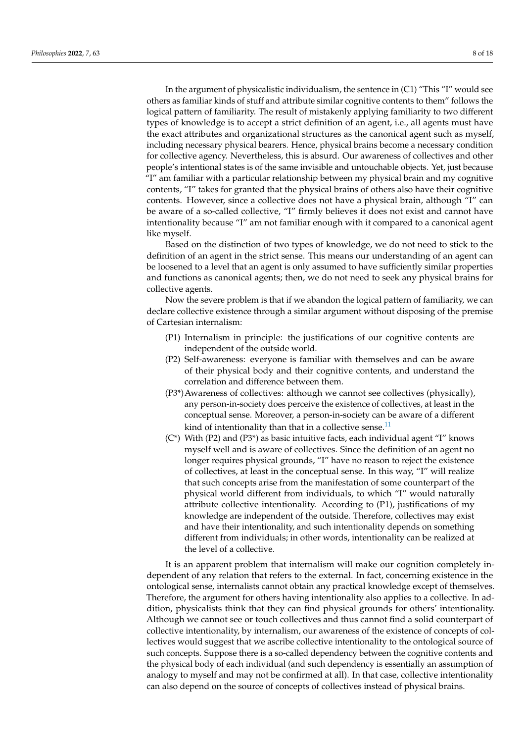In the argument of physicalistic individualism, the sentence in (C1) "This "I" would see others as familiar kinds of stuff and attribute similar cognitive contents to them" follows the logical pattern of familiarity. The result of mistakenly applying familiarity to two different types of knowledge is to accept a strict definition of an agent, i.e., all agents must have the exact attributes and organizational structures as the canonical agent such as myself, including necessary physical bearers. Hence, physical brains become a necessary condition for collective agency. Nevertheless, this is absurd. Our awareness of collectives and other people's intentional states is of the same invisible and untouchable objects. Yet, just because "I" am familiar with a particular relationship between my physical brain and my cognitive contents, "I" takes for granted that the physical brains of others also have their cognitive contents. However, since a collective does not have a physical brain, although "I" can be aware of a so-called collective, "I" firmly believes it does not exist and cannot have intentionality because "I" am not familiar enough with it compared to a canonical agent like myself.

Based on the distinction of two types of knowledge, we do not need to stick to the definition of an agent in the strict sense. This means our understanding of an agent can be loosened to a level that an agent is only assumed to have sufficiently similar properties and functions as canonical agents; then, we do not need to seek any physical brains for collective agents.

Now the severe problem is that if we abandon the logical pattern of familiarity, we can declare collective existence through a similar argument without disposing of the premise of Cartesian internalism:

(P1) Internalism in principle: the justifications of our cognitive contents are independent of the outside world.

(P2) Self-awareness: everyone is familiar with themselves and can be aware of their physical body and their cognitive contents, and understand the correlation and difference between them.

(P3*) Awareness of collectives: although we cannot see collectives (physically), any person-in-society does perceive the existence of collectives, at least in the conceptual sense. Moreover, a person-in-society can be aware of a different kind of intentionality than that in a collective sense.[11]

(C*) With (P2) and (P3*) as basic intuitive facts, each individual agent "I" knows myself well and is aware of collectives. Since the definition of an agent no longer requires physical grounds, "I" have no reason to reject the existence of collectives, at least in the conceptual sense. In this way, "I" will realize that such concepts arise from the manifestation of some counterpart of the physical world different from individuals, to which "I" would naturally attribute collective intentionality. According to (P1), justifications of my knowledge are independent of the outside. Therefore, collectives may exist and have their intentionality, and such intentionality depends on something different from individuals; in other words, intentionality can be realized at the level of a collective.

It is an apparent problem that internalism will make our cognition completely independent of any relation that refers to the external. In fact, concerning existence in the ontological sense, internalists cannot obtain any practical knowledge except of themselves. Therefore, the argument for others having intentionality also applies to a collective. In addition, physicalists think that they can find physical grounds for others' intentionality. Although we cannot see or touch collectives and thus cannot find a solid counterpart of collective intentionality, by internalism, our awareness of the existence of concepts of collectives would suggest that we ascribe collective intentionality to the ontological source of such concepts. Suppose there is a so-called dependency between the cognitive contents and the physical body of each individual (and such dependency is essentially an assumption of analogy to myself and may not be confirmed at all). In that case, collective intentionality can also depend on the source of concepts of collectives instead of physical brains.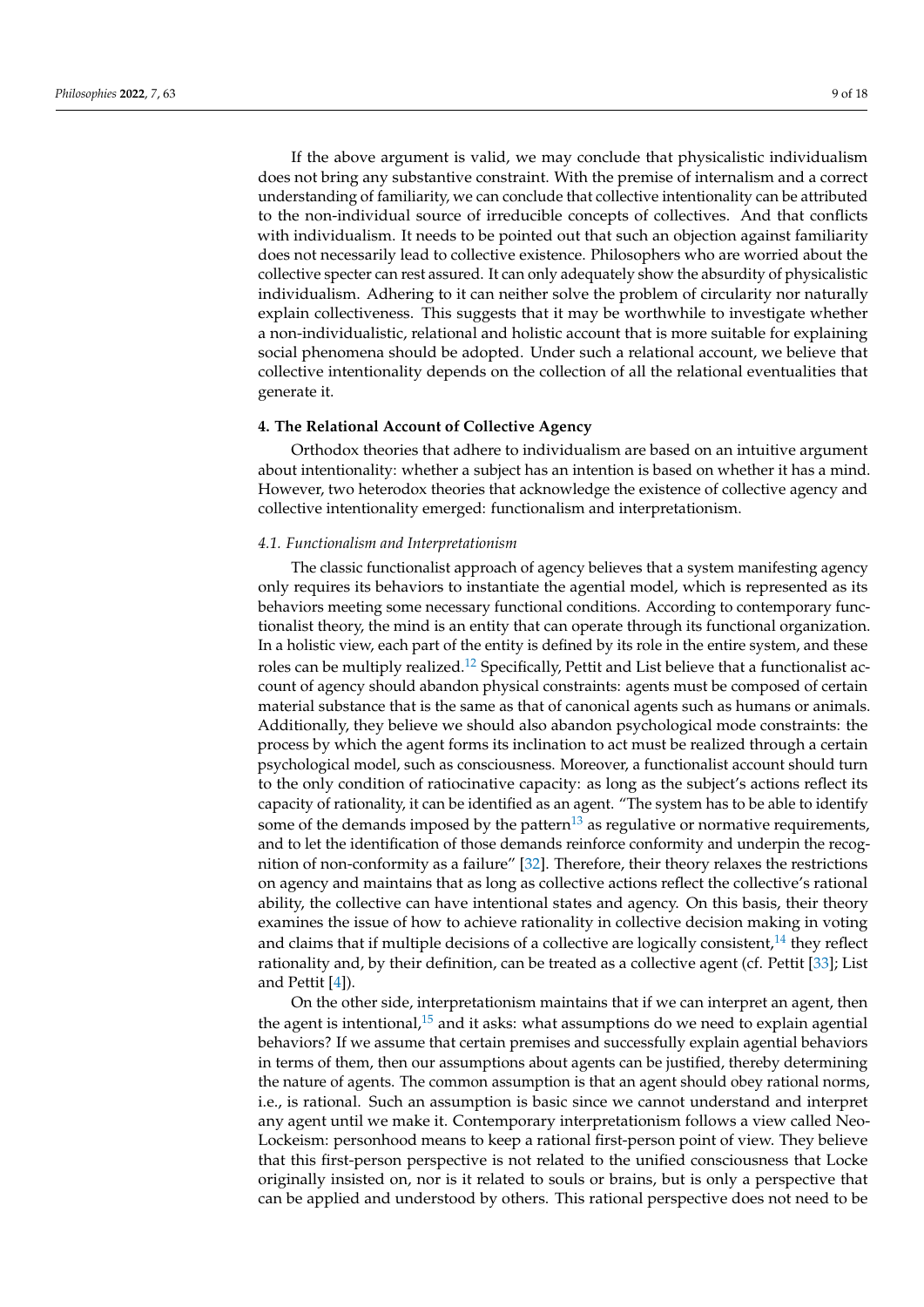If the above argument is valid, we may conclude that physicalistic individualism does not bring any substantive constraint. With the premise of internalism and a correct understanding of familiarity, we can conclude that collective intentionality can be attributed to the non-individual source of irreducible concepts of collectives. And that conflicts with individualism. It needs to be pointed out that such an objection against familiarity does not necessarily lead to collective existence. Philosophers who are worried about the collective specter can rest assured. It can only adequately show the absurdity of physicalistic individualism. Adhering to it can neither solve the problem of circularity nor naturally explain collectiveness. This suggests that it may be worthwhile to investigate whether a non-individualistic, relational and holistic account that is more suitable for explaining social phenomena should be adopted. Under such a relational account, we believe that collective intentionality depends on the collection of all the relational eventualities that generate it.

## 4. The Relational Account of Collective Agency

Orthodox theories that adhere to individualism are based on an intuitive argument about intentionality: whether a subject has an intention is based on whether it has a mind. However, two heterodox theories that acknowledge the existence of collective agency and collective intentionality emerged: functionalism and interpretationism.

### 4.1. Functionalism and Interpretationism

The classic functionalist approach of agency believes that a system manifesting agency only requires its behaviors to instantiate the agential model, which is represented as its behaviors meeting some necessary functional conditions. According to contemporary functionalist theory, the mind is an entity that can operate through its functional organization. In a holistic view, each part of the entity is defined by its role in the entire system, and these roles can be multiply realized.[12] Specifically, Pettit and List believe that a functionalist account of agency should abandon physical constraints: agents must be composed of certain material substance that is the same as that of canonical agents such as humans or animals. Additionally, they believe we should also abandon psychological mode constraints: the process by which the agent forms its inclination to act must be realized through a certain psychological model, such as consciousness. Moreover, a functionalist account should turn to the only condition of ratiocinative capacity: as long as the subject's actions reflect its capacity of rationality, it can be identified as an agent. "The system has to be able to identify some of the demands imposed by the pattern[13] as regulative or normative requirements, and to let the identification of those demands reinforce conformity and underpin the recognition of non-conformity as a failure" [32]. Therefore, their theory relaxes the restrictions on agency and maintains that as long as collective actions reflect the collective's rational ability, the collective can have intentional states and agency. On this basis, their theory examines the issue of how to achieve rationality in collective decision making in voting and claims that if multiple decisions of a collective are logically consistent,[14] they reflect rationality and, by their definition, can be treated as a collective agent (cf. Pettit [33]; List and Pettit [4]).

On the other side, interpretationism maintains that if we can interpret an agent, then the agent is intentional,[15] and it asks: what assumptions do we need to explain agential behaviors? If we assume that certain premises and successfully explain agential behaviors in terms of them, then our assumptions about agents can be justified, thereby determining the nature of agents. The common assumption is that an agent should obey rational norms, i.e., is rational. Such an assumption is basic since we cannot understand and interpret any agent until we make it. Contemporary interpretationism follows a view called Neo-Lockeism: personhood means to keep a rational first-person point of view. They believe that this first-person perspective is not related to the unified consciousness that Locke originally insisted on, nor is it related to souls or brains, but is only a perspective that can be applied and understood by others. This rational perspective does not need to be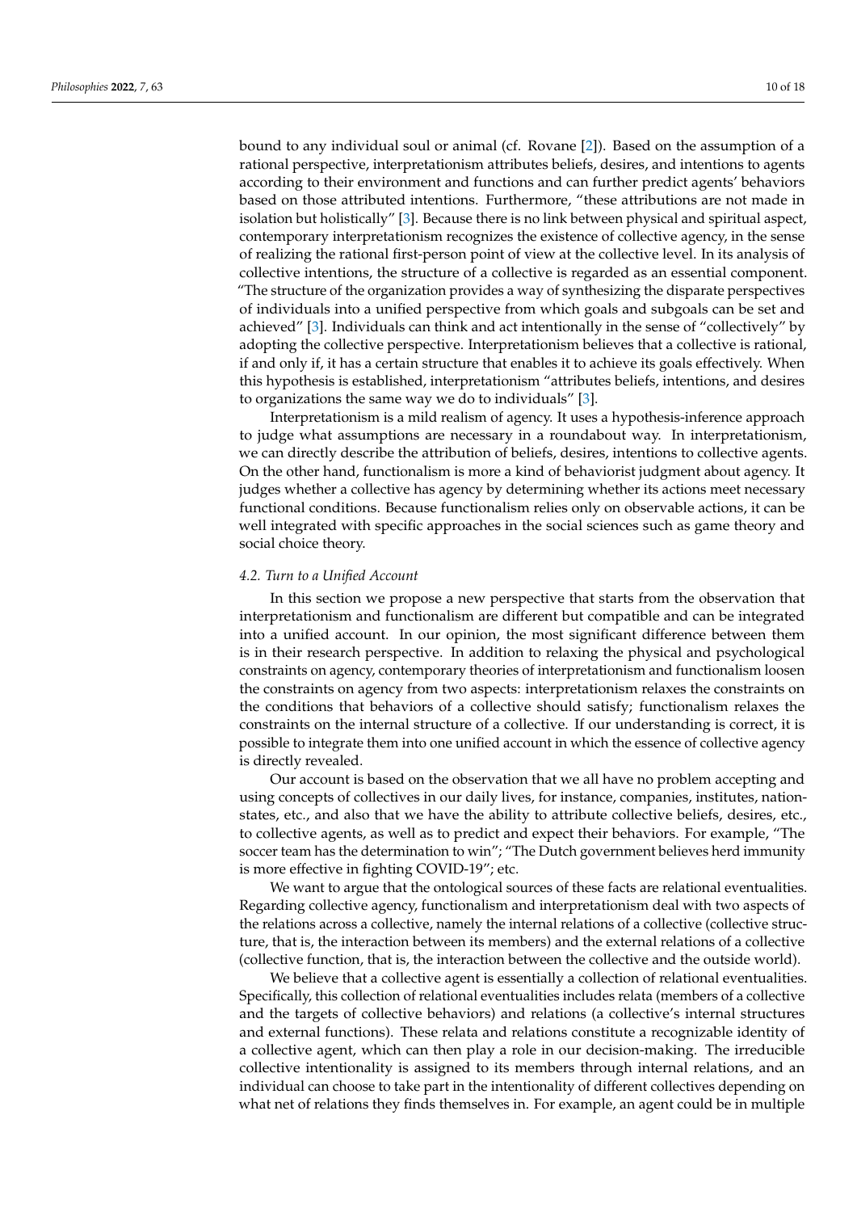bound to any individual soul or animal (cf. Rovane [2]). Based on the assumption of a rational perspective, interpretationism attributes beliefs, desires, and intentions to agents according to their environment and functions and can further predict agents' behaviors based on those attributed intentions. Furthermore, "these attributions are not made in isolation but holistically" [3]. Because there is no link between physical and spiritual aspect, contemporary interpretationism recognizes the existence of collective agency, in the sense of realizing the rational first-person point of view at the collective level. In its analysis of collective intentions, the structure of a collective is regarded as an essential component. "The structure of the organization provides a way of synthesizing the disparate perspectives of individuals into a unified perspective from which goals and subgoals can be set and achieved" [3]. Individuals can think and act intentionally in the sense of "collectively" by adopting the collective perspective. Interpretationism believes that a collective is rational, if and only if, it has a certain structure that enables it to achieve its goals effectively. When this hypothesis is established, interpretationism "attributes beliefs, intentions, and desires to organizations the same way we do to individuals" [3].

Interpretationism is a mild realism of agency. It uses a hypothesis-inference approach to judge what assumptions are necessary in a roundabout way. In interpretationism, we can directly describe the attribution of beliefs, desires, intentions to collective agents. On the other hand, functionalism is more a kind of behaviorist judgment about agency. It judges whether a collective has agency by determining whether its actions meet necessary functional conditions. Because functionalism relies only on observable actions, it can be well integrated with specific approaches in the social sciences such as game theory and social choice theory.

### *4.2. Turn to a Unified Account*

In this section we propose a new perspective that starts from the observation that interpretationism and functionalism are different but compatible and can be integrated into a unified account. In our opinion, the most significant difference between them is in their research perspective. In addition to relaxing the physical and psychological constraints on agency, contemporary theories of interpretationism and functionalism loosen the constraints on agency from two aspects: interpretationism relaxes the constraints on the conditions that behaviors of a collective should satisfy; functionalism relaxes the constraints on the internal structure of a collective. If our understanding is correct, it is possible to integrate them into one unified account in which the essence of collective agency is directly revealed.

Our account is based on the observation that we all have no problem accepting and using concepts of collectives in our daily lives, for instance, companies, institutes, nation-states, etc., and also that we have the ability to attribute collective beliefs, desires, etc., to collective agents, as well as to predict and expect their behaviors. For example, "The soccer team has the determination to win"; "The Dutch government believes herd immunity is more effective in fighting COVID-19"; etc.

We want to argue that the ontological sources of these facts are relational eventualities. Regarding collective agency, functionalism and interpretationism deal with two aspects of the relations across a collective, namely the internal relations of a collective (collective structure, that is, the interaction between its members) and the external relations of a collective (collective function, that is, the interaction between the collective and the outside world).

We believe that a collective agent is essentially a collection of relational eventualities. Specifically, this collection of relational eventualities includes relata (members of a collective and the targets of collective behaviors) and relations (a collective's internal structures and external functions). These relata and relations constitute a recognizable identity of a collective agent, which can then play a role in our decision-making. The irreducible collective intentionality is assigned to its members through internal relations, and an individual can choose to take part in the intentionality of different collectives depending on what net of relations they finds themselves in. For example, an agent could be in multiple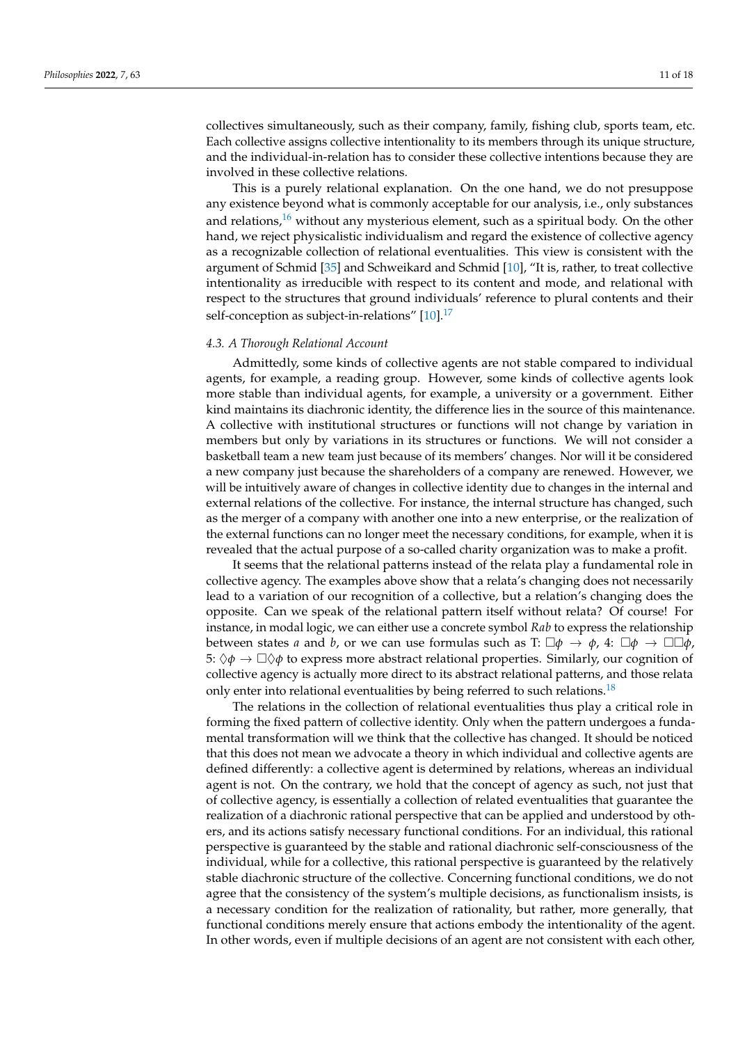collectives simultaneously, such as their company, family, fishing club, sports team, etc. Each collective assigns collective intentionality to its members through its unique structure, and the individual-in-relation has to consider these collective intentions because they are involved in these collective relations.

This is a purely relational explanation. On the one hand, we do not presuppose any existence beyond what is commonly acceptable for our analysis, i.e., only substances and relations,[16] without any mysterious element, such as a spiritual body. On the other hand, we reject physicalistic individualism and regard the existence of collective agency as a recognizable collection of relational eventualities. This view is consistent with the argument of Schmid [35] and Schweikard and Schmid [10], "It is, rather, to treat collective intentionality as irreducible with respect to its content and mode, and relational with respect to the structures that ground individuals' reference to plural contents and their self-conception as subject-in-relations" [10].[17]

### 4.3. A Thorough Relational Account

Admittedly, some kinds of collective agents are not stable compared to individual agents, for example, a reading group. However, some kinds of collective agents look more stable than individual agents, for example, a university or a government. Either kind maintains its diachronic identity, the difference lies in the source of this maintenance. A collective with institutional structures or functions will not change by variation in members but only by variations in its structures or functions. We will not consider a basketball team a new team just because of its members' changes. Nor will it be considered a new company just because the shareholders of a company are renewed. However, we will be intuitively aware of changes in collective identity due to changes in the internal and external relations of the collective. For instance, the internal structure has changed, such as the merger of a company with another one into a new enterprise, or the realization of the external functions can no longer meet the necessary conditions, for example, when it is revealed that the actual purpose of a so-called charity organization was to make a profit.

It seems that the relational patterns instead of the relata play a fundamental role in collective agency. The examples above show that a relata's changing does not necessarily lead to a variation of our recognition of a collective, but a relation's changing does the opposite. Can we speak of the relational pattern itself without relata? Of course! For instance, in modal logic, we can either use a concrete symbol *Rab* to express the relationship between states *a* and *b*, or we can use formulas such as T: $\Box\phi \rightarrow \phi$, 4: $\Box\phi \rightarrow \Box\Box\phi$, 5: $\Diamond\phi \rightarrow \Box\Diamond\phi$ to express more abstract relational properties. Similarly, our cognition of collective agency is actually more direct to its abstract relational patterns, and those relata only enter into relational eventualities by being referred to such relations.[18]

The relations in the collection of relational eventualities thus play a critical role in forming the fixed pattern of collective identity. Only when the pattern undergoes a fundamental transformation will we think that the collective has changed. It should be noticed that this does not mean we advocate a theory in which individual and collective agents are defined differently: a collective agent is determined by relations, whereas an individual agent is not. On the contrary, we hold that the concept of agency as such, not just that of collective agency, is essentially a collection of related eventualities that guarantee the realization of a diachronic rational perspective that can be applied and understood by others, and its actions satisfy necessary functional conditions. For an individual, this rational perspective is guaranteed by the stable and rational diachronic self-consciousness of the individual, while for a collective, this rational perspective is guaranteed by the relatively stable diachronic structure of the collective. Concerning functional conditions, we do not agree that the consistency of the system's multiple decisions, as functionalism insists, is a necessary condition for the realization of rationality, but rather, more generally, that functional conditions merely ensure that actions embody the intentionality of the agent. In other words, even if multiple decisions of an agent are not consistent with each other,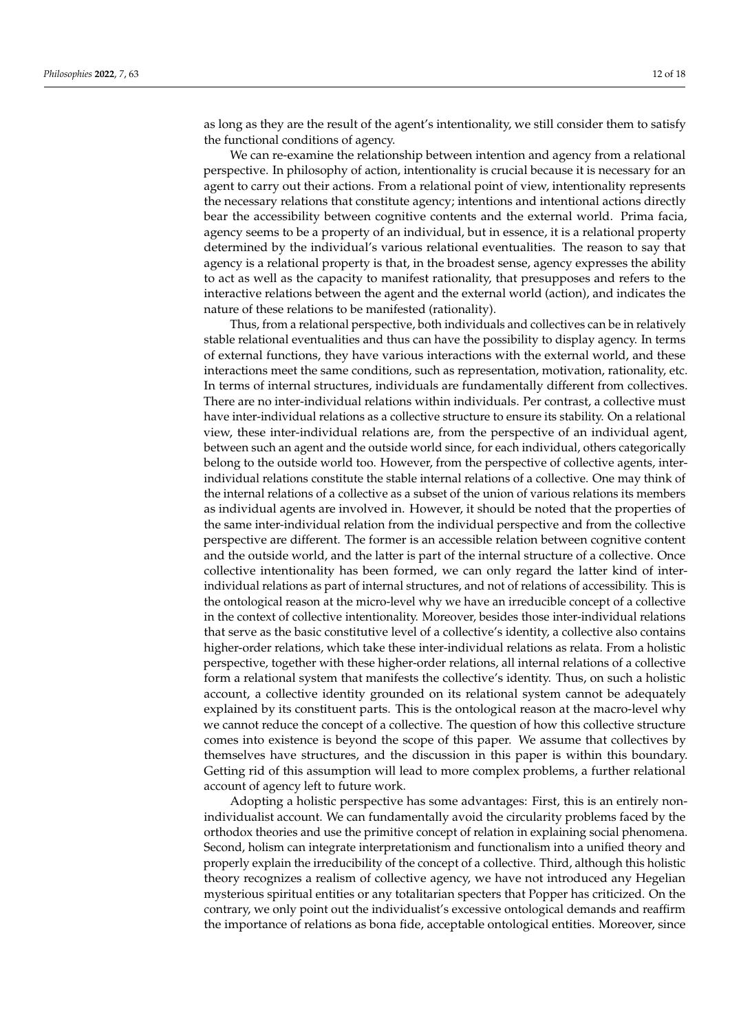as long as they are the result of the agent's intentionality, we still consider them to satisfy the functional conditions of agency.

We can re-examine the relationship between intention and agency from a relational perspective. In philosophy of action, intentionality is crucial because it is necessary for an agent to carry out their actions. From a relational point of view, intentionality represents the necessary relations that constitute agency; intentions and intentional actions directly bear the accessibility between cognitive contents and the external world. Prima facia, agency seems to be a property of an individual, but in essence, it is a relational property determined by the individual's various relational eventualities. The reason to say that agency is a relational property is that, in the broadest sense, agency expresses the ability to act as well as the capacity to manifest rationality, that presupposes and refers to the interactive relations between the agent and the external world (action), and indicates the nature of these relations to be manifested (rationality).

Thus, from a relational perspective, both individuals and collectives can be in relatively stable relational eventualities and thus can have the possibility to display agency. In terms of external functions, they have various interactions with the external world, and these interactions meet the same conditions, such as representation, motivation, rationality, etc. In terms of internal structures, individuals are fundamentally different from collectives. There are no inter-individual relations within individuals. Per contrast, a collective must have inter-individual relations as a collective structure to ensure its stability. On a relational view, these inter-individual relations are, from the perspective of an individual agent, between such an agent and the outside world since, for each individual, others categorically belong to the outside world too. However, from the perspective of collective agents, inter-individual relations constitute the stable internal relations of a collective. One may think of the internal relations of a collective as a subset of the union of various relations its members as individual agents are involved in. However, it should be noted that the properties of the same inter-individual relation from the individual perspective and from the collective perspective are different. The former is an accessible relation between cognitive content and the outside world, and the latter is part of the internal structure of a collective. Once collective intentionality has been formed, we can only regard the latter kind of inter-individual relations as part of internal structures, and not of relations of accessibility. This is the ontological reason at the micro-level why we have an irreducible concept of a collective in the context of collective intentionality. Moreover, besides those inter-individual relations that serve as the basic constitutive level of a collective's identity, a collective also contains higher-order relations, which take these inter-individual relations as relata. From a holistic perspective, together with these higher-order relations, all internal relations of a collective form a relational system that manifests the collective's identity. Thus, on such a holistic account, a collective identity grounded on its relational system cannot be adequately explained by its constituent parts. This is the ontological reason at the macro-level why we cannot reduce the concept of a collective. The question of how this collective structure comes into existence is beyond the scope of this paper. We assume that collectives by themselves have structures, and the discussion in this paper is within this boundary. Getting rid of this assumption will lead to more complex problems, a further relational account of agency left to future work.

Adopting a holistic perspective has some advantages: First, this is an entirely non-individualist account. We can fundamentally avoid the circularity problems faced by the orthodox theories and use the primitive concept of relation in explaining social phenomena. Second, holism can integrate interpretationism and functionalism into a unified theory and properly explain the irreducibility of the concept of a collective. Third, although this holistic theory recognizes a realism of collective agency, we have not introduced any Hegelian mysterious spiritual entities or any totalitarian specters that Popper has criticized. On the contrary, we only point out the individualist's excessive ontological demands and reaffirm the importance of relations as bona fide, acceptable ontological entities. Moreover, since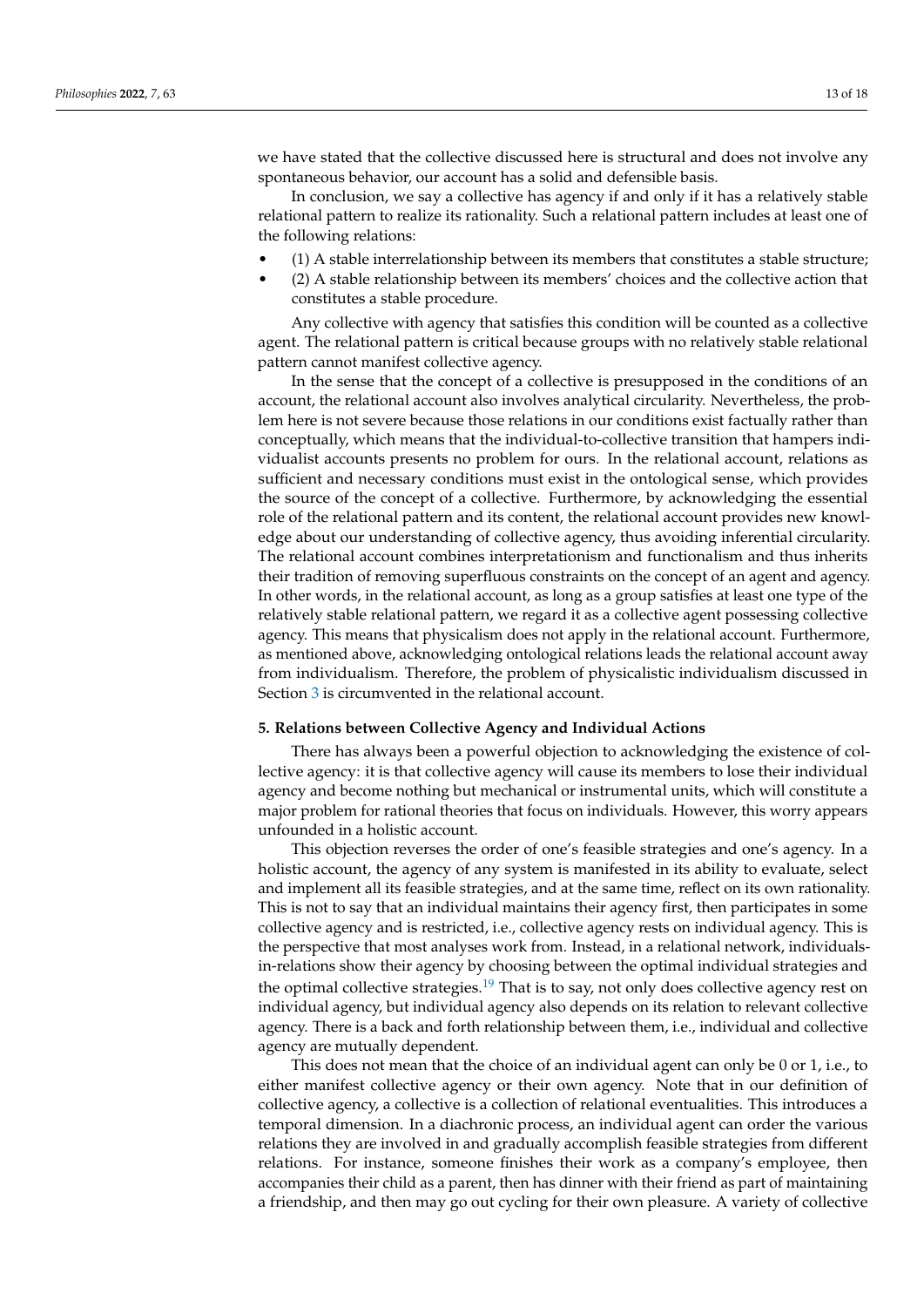we have stated that the collective discussed here is structural and does not involve any spontaneous behavior, our account has a solid and defensible basis.

In conclusion, we say a collective has agency if and only if it has a relatively stable relational pattern to realize its rationality. Such a relational pattern includes at least one of the following relations:

- (1) A stable interrelationship between its members that constitutes a stable structure;
- (2) A stable relationship between its members' choices and the collective action that constitutes a stable procedure.

Any collective with agency that satisfies this condition will be counted as a collective agent. The relational pattern is critical because groups with no relatively stable relational pattern cannot manifest collective agency.

In the sense that the concept of a collective is presupposed in the conditions of an account, the relational account also involves analytical circularity. Nevertheless, the problem here is not severe because those relations in our conditions exist factually rather than conceptually, which means that the individual-to-collective transition that hampers individualist accounts presents no problem for ours. In the relational account, relations as sufficient and necessary conditions must exist in the ontological sense, which provides the source of the concept of a collective. Furthermore, by acknowledging the essential role of the relational pattern and its content, the relational account provides new knowledge about our understanding of collective agency, thus avoiding inferential circularity. The relational account combines interpretationism and functionalism and thus inherits their tradition of removing superfluous constraints on the concept of an agent and agency. In other words, in the relational account, as long as a group satisfies at least one type of the relatively stable relational pattern, we regard it as a collective agent possessing collective agency. This means that physicalism does not apply in the relational account. Furthermore, as mentioned above, acknowledging ontological relations leads the relational account away from individualism. Therefore, the problem of physicalistic individualism discussed in Section 3 is circumvented in the relational account.

## 5. Relations between Collective Agency and Individual Actions

There has always been a powerful objection to acknowledging the existence of collective agency: it is that collective agency will cause its members to lose their individual agency and become nothing but mechanical or instrumental units, which will constitute a major problem for rational theories that focus on individuals. However, this worry appears unfounded in a holistic account.

This objection reverses the order of one's feasible strategies and one's agency. In a holistic account, the agency of any system is manifested in its ability to evaluate, select and implement all its feasible strategies, and at the same time, reflect on its own rationality. This is not to say that an individual maintains their agency first, then participates in some collective agency and is restricted, i.e., collective agency rests on individual agency. This is the perspective that most analyses work from. Instead, in a relational network, individuals-in-relations show their agency by choosing between the optimal individual strategies and the optimal collective strategies.[19] That is to say, not only does collective agency rest on individual agency, but individual agency also depends on its relation to relevant collective agency. There is a back and forth relationship between them, i.e., individual and collective agency are mutually dependent.

This does not mean that the choice of an individual agent can only be 0 or 1, i.e., to either manifest collective agency or their own agency. Note that in our definition of collective agency, a collective is a collection of relational eventualities. This introduces a temporal dimension. In a diachronic process, an individual agent can order the various relations they are involved in and gradually accomplish feasible strategies from different relations. For instance, someone finishes their work as a company's employee, then accompanies their child as a parent, then has dinner with their friend as part of maintaining a friendship, and then may go out cycling for their own pleasure. A variety of collective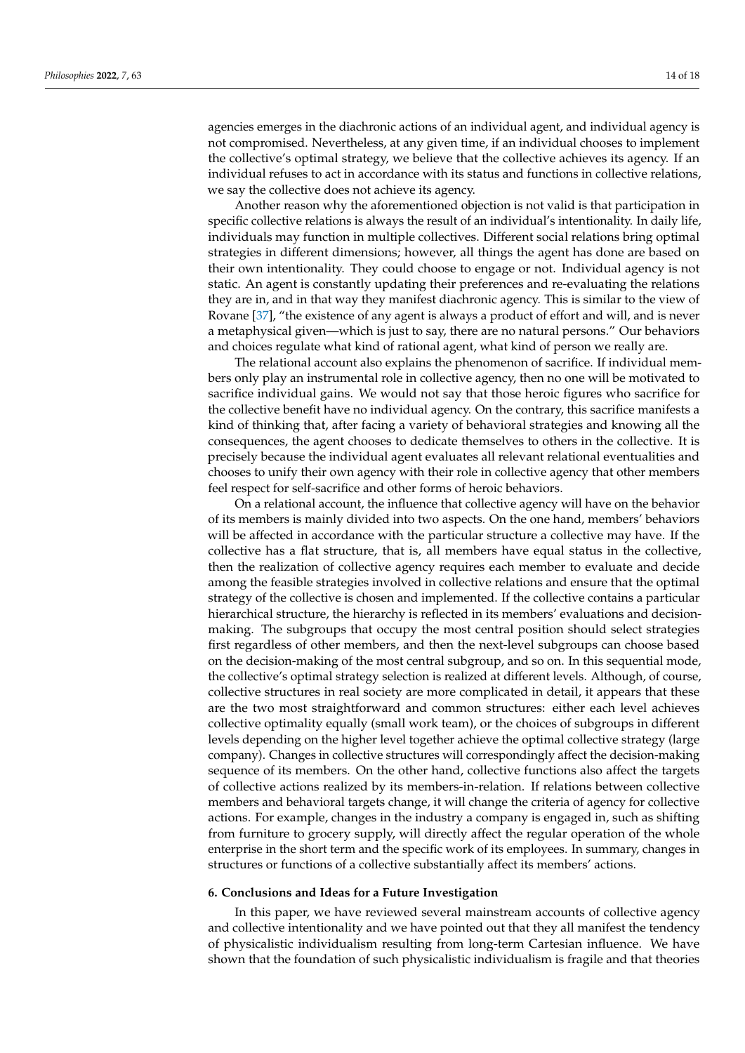agencies emerges in the diachronic actions of an individual agent, and individual agency is not compromised. Nevertheless, at any given time, if an individual chooses to implement the collective's optimal strategy, we believe that the collective achieves its agency. If an individual refuses to act in accordance with its status and functions in collective relations, we say the collective does not achieve its agency.

Another reason why the aforementioned objection is not valid is that participation in specific collective relations is always the result of an individual's intentionality. In daily life, individuals may function in multiple collectives. Different social relations bring optimal strategies in different dimensions; however, all things the agent has done are based on their own intentionality. They could choose to engage or not. Individual agency is not static. An agent is constantly updating their preferences and re-evaluating the relations they are in, and in that way they manifest diachronic agency. This is similar to the view of Rovane [37], "the existence of any agent is always a product of effort and will, and is never a metaphysical given—which is just to say, there are no natural persons." Our behaviors and choices regulate what kind of rational agent, what kind of person we really are.

The relational account also explains the phenomenon of sacrifice. If individual members only play an instrumental role in collective agency, then no one will be motivated to sacrifice individual gains. We would not say that those heroic figures who sacrifice for the collective benefit have no individual agency. On the contrary, this sacrifice manifests a kind of thinking that, after facing a variety of behavioral strategies and knowing all the consequences, the agent chooses to dedicate themselves to others in the collective. It is precisely because the individual agent evaluates all relevant relational eventualities and chooses to unify their own agency with their role in collective agency that other members feel respect for self-sacrifice and other forms of heroic behaviors.

On a relational account, the influence that collective agency will have on the behavior of its members is mainly divided into two aspects. On the one hand, members' behaviors will be affected in accordance with the particular structure a collective may have. If the collective has a flat structure, that is, all members have equal status in the collective, then the realization of collective agency requires each member to evaluate and decide among the feasible strategies involved in collective relations and ensure that the optimal strategy of the collective is chosen and implemented. If the collective contains a particular hierarchical structure, the hierarchy is reflected in its members' evaluations and decision-making. The subgroups that occupy the most central position should select strategies first regardless of other members, and then the next-level subgroups can choose based on the decision-making of the most central subgroup, and so on. In this sequential mode, the collective's optimal strategy selection is realized at different levels. Although, of course, collective structures in real society are more complicated in detail, it appears that these are the two most straightforward and common structures: either each level achieves collective optimality equally (small work team), or the choices of subgroups in different levels depending on the higher level together achieve the optimal collective strategy (large company). Changes in collective structures will correspondingly affect the decision-making sequence of its members. On the other hand, collective functions also affect the targets of collective actions realized by its members-in-relation. If relations between collective members and behavioral targets change, it will change the criteria of agency for collective actions. For example, changes in the industry a company is engaged in, such as shifting from furniture to grocery supply, will directly affect the regular operation of the whole enterprise in the short term and the specific work of its employees. In summary, changes in structures or functions of a collective substantially affect its members' actions.

## 6. Conclusions and Ideas for a Future Investigation

In this paper, we have reviewed several mainstream accounts of collective agency and collective intentionality and we have pointed out that they all manifest the tendency of physicalistic individualism resulting from long-term Cartesian influence. We have shown that the foundation of such physicalistic individualism is fragile and that theories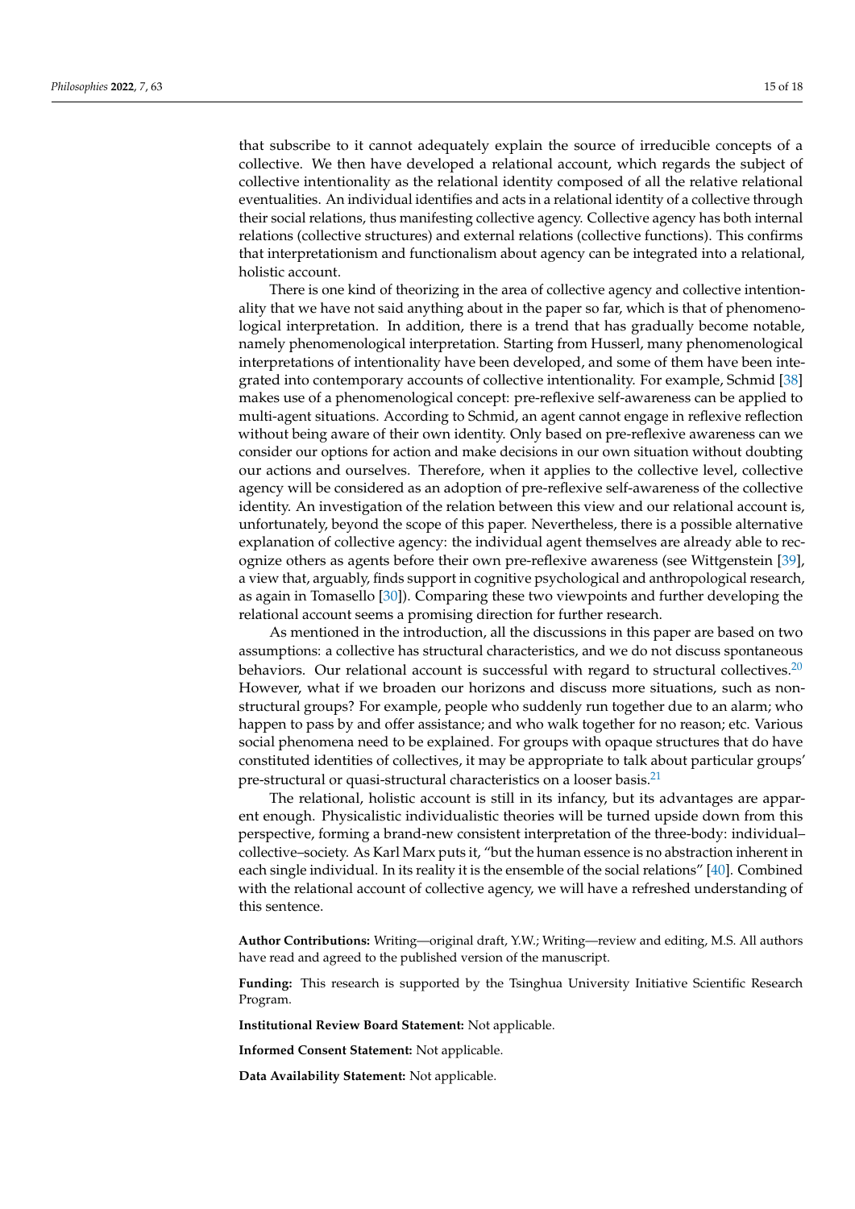that subscribe to it cannot adequately explain the source of irreducible concepts of a collective. We then have developed a relational account, which regards the subject of collective intentionality as the relational identity composed of all the relative relational eventualities. An individual identifies and acts in a relational identity of a collective through their social relations, thus manifesting collective agency. Collective agency has both internal relations (collective structures) and external relations (collective functions). This confirms that interpretationism and functionalism about agency can be integrated into a relational, holistic account.

There is one kind of theorizing in the area of collective agency and collective intentionality that we have not said anything about in the paper so far, which is that of phenomenological interpretation. In addition, there is a trend that has gradually become notable, namely phenomenological interpretation. Starting from Husserl, many phenomenological interpretations of intentionality have been developed, and some of them have been integrated into contemporary accounts of collective intentionality. For example, Schmid [38] makes use of a phenomenological concept: pre-reflexive self-awareness can be applied to multi-agent situations. According to Schmid, an agent cannot engage in reflexive reflection without being aware of their own identity. Only based on pre-reflexive awareness can we consider our options for action and make decisions in our own situation without doubting our actions and ourselves. Therefore, when it applies to the collective level, collective agency will be considered as an adoption of pre-reflexive self-awareness of the collective identity. An investigation of the relation between this view and our relational account is, unfortunately, beyond the scope of this paper. Nevertheless, there is a possible alternative explanation of collective agency: the individual agent themselves are already able to recognize others as agents before their own pre-reflexive awareness (see Wittgenstein [39], a view that, arguably, finds support in cognitive psychological and anthropological research, as again in Tomasello [30]). Comparing these two viewpoints and further developing the relational account seems a promising direction for further research.

As mentioned in the introduction, all the discussions in this paper are based on two assumptions: a collective has structural characteristics, and we do not discuss spontaneous behaviors. Our relational account is successful with regard to structural collectives.[20] However, what if we broaden our horizons and discuss more situations, such as non-structural groups? For example, people who suddenly run together due to an alarm; who happen to pass by and offer assistance; and who walk together for no reason; etc. Various social phenomena need to be explained. For groups with opaque structures that do have constituted identities of collectives, it may be appropriate to talk about particular groups' pre-structural or quasi-structural characteristics on a looser basis.[21]

The relational, holistic account is still in its infancy, but its advantages are apparent enough. Physicalistic individualistic theories will be turned upside down from this perspective, forming a brand-new consistent interpretation of the three-body: individual–collective–society. As Karl Marx puts it, "but the human essence is no abstraction inherent in each single individual. In its reality it is the ensemble of the social relations" [40]. Combined with the relational account of collective agency, we will have a refreshed understanding of this sentence.

**Author Contributions:** Writing—original draft, Y.W.; Writing—review and editing, M.S. All authors have read and agreed to the published version of the manuscript.

**Funding:** This research is supported by the Tsinghua University Initiative Scientific Research Program.

**Institutional Review Board Statement:** Not applicable.

**Informed Consent Statement:** Not applicable.

**Data Availability Statement:** Not applicable.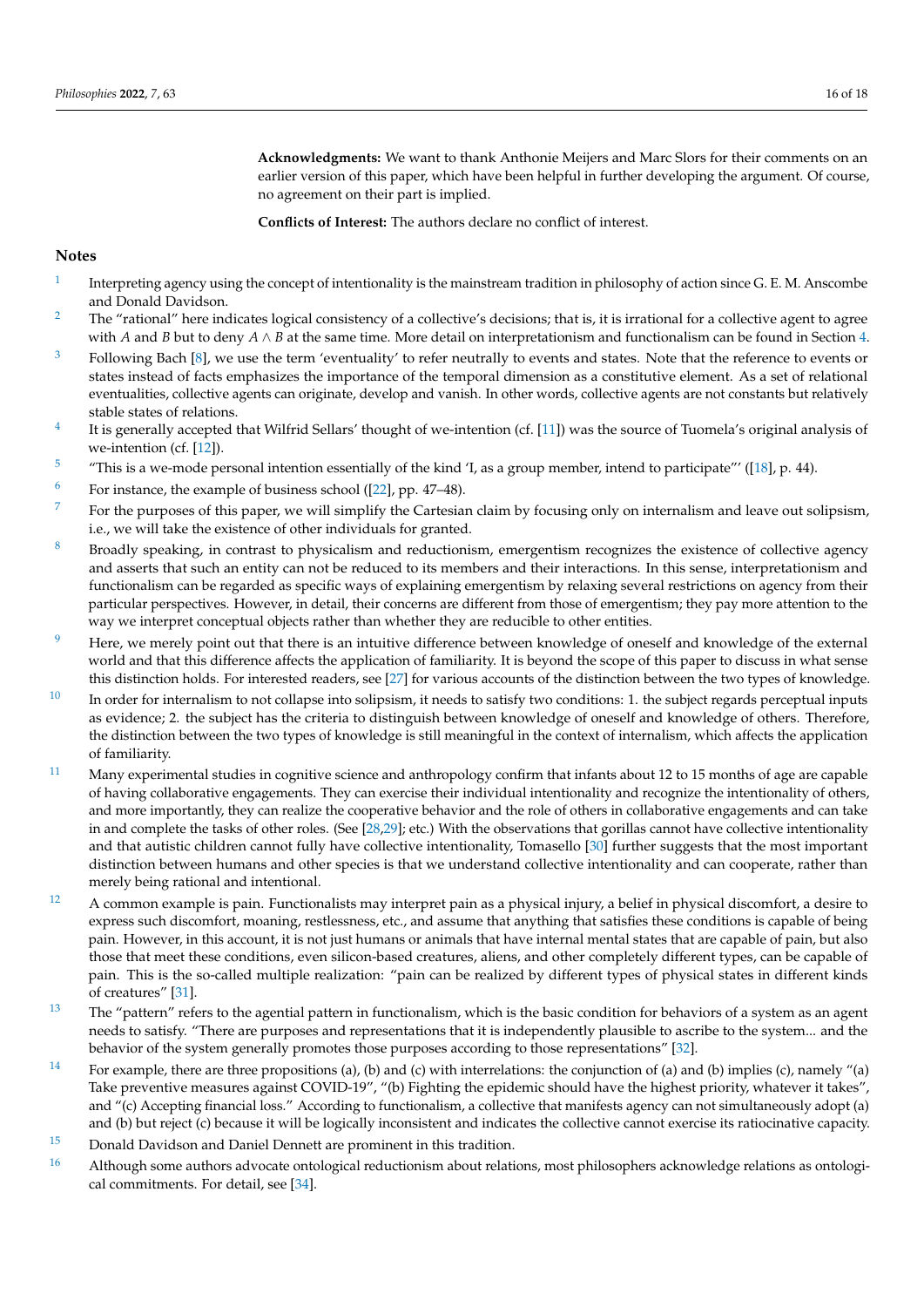**Acknowledgments:** We want to thank Anthonie Meijers and Marc Slors for their comments on an earlier version of this paper, which have been helpful in further developing the argument. Of course, no agreement on their part is implied.

**Conflicts of Interest:** The authors declare no conflict of interest.

## Notes

1. Interpreting agency using the concept of intentionality is the mainstream tradition in philosophy of action since G. E. M. Anscombe and Donald Davidson.
2. The "rational" here indicates logical consistency of a collective's decisions; that is, it is irrational for a collective agent to agree with $A$ and $B$ but to deny $A \wedge B$ at the same time. More detail on interpretationism and functionalism can be found in Section 4.
3. Following Bach [8], we use the term 'eventuality' to refer neutrally to events and states. Note that the reference to events or states instead of facts emphasizes the importance of the temporal dimension as a constitutive element. As a set of relational eventualities, collective agents can originate, develop and vanish. In other words, collective agents are not constants but relatively stable states of relations.
4. It is generally accepted that Wilfrid Sellars' thought of we-intention (cf. [11]) was the source of Tuomela's original analysis of we-intention (cf. [12]).
5. "This is a we-mode personal intention essentially of the kind 'I, as a group member, intend to participate"' ([18], p. 44).
6. For instance, the example of business school ([22], pp. 47–48).
7. For the purposes of this paper, we will simplify the Cartesian claim by focusing only on internalism and leave out solipsism, i.e., we will take the existence of other individuals for granted.
8. Broadly speaking, in contrast to physicalism and reductionism, emergentism recognizes the existence of collective agency and asserts that such an entity can not be reduced to its members and their interactions. In this sense, interpretationism and functionalism can be regarded as specific ways of explaining emergentism by relaxing several restrictions on agency from their particular perspectives. However, in detail, their concerns are different from those of emergentism; they pay more attention to the way we interpret conceptual objects rather than whether they are reducible to other entities.
9. Here, we merely point out that there is an intuitive difference between knowledge of oneself and knowledge of the external world and that this difference affects the application of familiarity. It is beyond the scope of this paper to discuss in what sense this distinction holds. For interested readers, see [27] for various accounts of the distinction between the two types of knowledge.
10. In order for internalism to not collapse into solipsism, it needs to satisfy two conditions: 1. the subject regards perceptual inputs as evidence; 2. the subject has the criteria to distinguish between knowledge of oneself and knowledge of others. Therefore, the distinction between the two types of knowledge is still meaningful in the context of internalism, which affects the application of familiarity.
11. Many experimental studies in cognitive science and anthropology confirm that infants about 12 to 15 months of age are capable of having collaborative engagements. They can exercise their individual intentionality and recognize the intentionality of others, and more importantly, they can realize the cooperative behavior and the role of others in collaborative engagements and can take in and complete the tasks of other roles. (See [28,29]; etc.) With the observations that gorillas cannot have collective intentionality and that autistic children cannot fully have collective intentionality, Tomasello [30] further suggests that the most important distinction between humans and other species is that we understand collective intentionality and can cooperate, rather than merely being rational and intentional.
12. A common example is pain. Functionalists may interpret pain as a physical injury, a belief in physical discomfort, a desire to express such discomfort, moaning, restlessness, etc., and assume that anything that satisfies these conditions is capable of being pain. However, in this account, it is not just humans or animals that have internal mental states that are capable of pain, but also those that meet these conditions, even silicon-based creatures, aliens, and other completely different types, can be capable of pain. This is the so-called multiple realization: "pain can be realized by different types of physical states in different kinds of creatures" [31].
13. The "pattern" refers to the agential pattern in functionalism, which is the basic condition for behaviors of a system as an agent needs to satisfy. "There are purposes and representations that it is independently plausible to ascribe to the system... and the behavior of the system generally promotes those purposes according to those representations" [32].
14. For example, there are three propositions (a), (b) and (c) with interrelations: the conjunction of (a) and (b) implies (c), namely "(a) Take preventive measures against COVID-19", "(b) Fighting the epidemic should have the highest priority, whatever it takes", and "(c) Accepting financial loss." According to functionalism, a collective that manifests agency can not simultaneously adopt (a) and (b) but reject (c) because it will be logically inconsistent and indicates the collective cannot exercise its ratiocinative capacity.
15. Donald Davidson and Daniel Dennett are prominent in this tradition.
16. Although some authors advocate ontological reductionism about relations, most philosophers acknowledge relations as ontological commitments. For detail, see [34].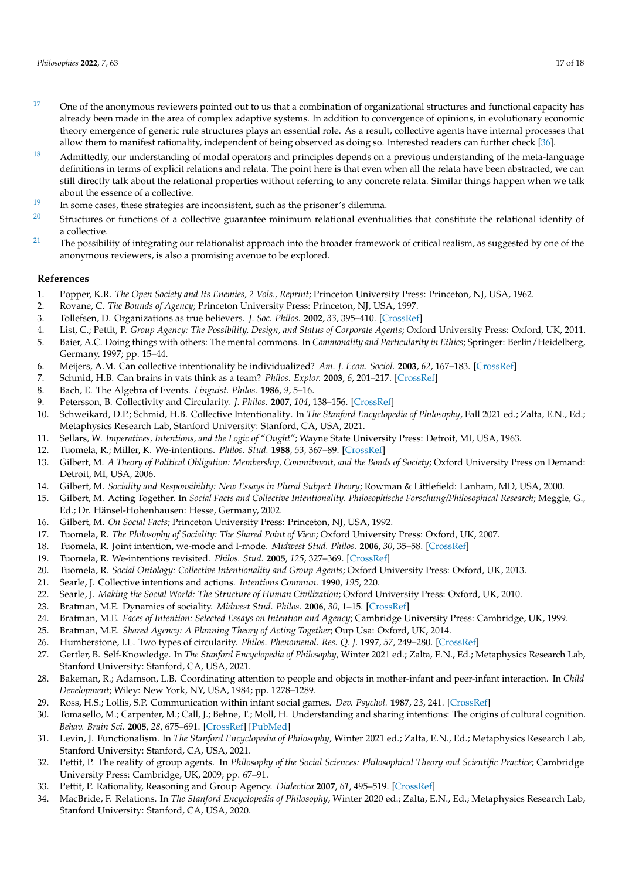[17] One of the anonymous reviewers pointed out to us that a combination of organizational structures and functional capacity has already been made in the area of complex adaptive systems. In addition to convergence of opinions, in evolutionary economic theory emergence of generic rule structures plays an essential role. As a result, collective agents have internal processes that allow them to manifest rationality, independent of being observed as doing so. Interested readers can further check [36].

[18] Admittedly, our understanding of modal operators and principles depends on a previous understanding of the meta-language definitions in terms of explicit relations and relata. The point here is that even when all the relata have been abstracted, we can still directly talk about the relational properties without referring to any concrete relata. Similar things happen when we talk about the essence of a collective.

[19] In some cases, these strategies are inconsistent, such as the prisoner's dilemma.

[20] Structures or functions of a collective guarantee minimum relational eventualities that constitute the relational identity of a collective.

[21] The possibility of integrating our relationalist approach into the broader framework of critical realism, as suggested by one of the anonymous reviewers, is also a promising avenue to be explored.

## References

1. Popper, K.R. *The Open Society and Its Enemies, 2 Vols., Reprint*; Princeton University Press: Princeton, NJ, USA, 1962.
2. Rovane, C. *The Bounds of Agency*; Princeton University Press: Princeton, NJ, USA, 1997.
3. Tollefsen, D. Organizations as true believers. *J. Soc. Philos.* **2002**, *33*, 395–410. [CrossRef]
4. List, C.; Pettit, P. *Group Agency: The Possibility, Design, and Status of Corporate Agents*; Oxford University Press: Oxford, UK, 2011.
5. Baier, A.C. Doing things with others: The mental commons. In *Commonality and Particularity in Ethics*; Springer: Berlin/Heidelberg, Germany, 1997; pp. 15–44.
6. Meijers, A.M. Can collective intentionality be individualized? *Am. J. Econ. Sociol.* **2003**, *62*, 167–183. [CrossRef]
7. Schmid, H.B. Can brains in vats think as a team? *Philos. Explor.* **2003**, *6*, 201–217. [CrossRef]
8. Bach, E. The Algebra of Events. *Linguist. Philos.* **1986**, *9*, 5–16.
9. Petersson, B. Collectivity and Circularity. *J. Philos.* **2007**, *104*, 138–156. [CrossRef]
10. Schweikard, D.P.; Schmid, H.B. Collective Intentionality. In *The Stanford Encyclopedia of Philosophy*, Fall 2021 ed.; Zalta, E.N., Ed.; Metaphysics Research Lab, Stanford University: Stanford, CA, USA, 2021.
11. Sellars, W. *Imperatives, Intentions, and the Logic of "Ought"*; Wayne State University Press: Detroit, MI, USA, 1963.
12. Tuomela, R.; Miller, K. We-intentions. *Philos. Stud.* **1988**, *53*, 367–89. [CrossRef]
13. Gilbert, M. *A Theory of Political Obligation: Membership, Commitment, and the Bonds of Society*; Oxford University Press on Demand: Detroit, MI, USA, 2006.
14. Gilbert, M. *Sociality and Responsibility: New Essays in Plural Subject Theory*; Rowman & Littlefield: Lanham, MD, USA, 2000.
15. Gilbert, M. Acting Together. In *Social Facts and Collective Intentionality. Philosophische Forschung/Philosophical Research*; Meggle, G., Ed.; Dr. Hänsel-Hohenhausen: Hesse, Germany, 2002.
16. Gilbert, M. *On Social Facts*; Princeton University Press: Princeton, NJ, USA, 1992.
17. Tuomela, R. *The Philosophy of Sociality: The Shared Point of View*; Oxford University Press: Oxford, UK, 2007.
18. Tuomela, R. Joint intention, we-mode and I-mode. *Midwest Stud. Philos.* **2006**, *30*, 35–58. [CrossRef]
19. Tuomela, R. We-intentions revisited. *Philos. Stud.* **2005**, *125*, 327–369. [CrossRef]
20. Tuomela, R. *Social Ontology: Collective Intentionality and Group Agents*; Oxford University Press: Oxford, UK, 2013.
21. Searle, J. Collective intentions and actions. *Intentions Commun.* **1990**, *195*, 220.
22. Searle, J. *Making the Social World: The Structure of Human Civilization*; Oxford University Press: Oxford, UK, 2010.
23. Bratman, M.E. Dynamics of sociality. *Midwest Stud. Philos.* **2006**, *30*, 1–15. [CrossRef]
24. Bratman, M.E. *Faces of Intention: Selected Essays on Intention and Agency*; Cambridge University Press: Cambridge, UK, 1999.
25. Bratman, M.E. *Shared Agency: A Planning Theory of Acting Together*; Oup Usa: Oxford, UK, 2014.
26. Humberstone, I.L. Two types of circularity. *Philos. Phenomenol. Res. Q. J.* **1997**, *57*, 249–280. [CrossRef]
27. Gertler, B. Self-Knowledge. In *The Stanford Encyclopedia of Philosophy*, Winter 2021 ed.; Zalta, E.N., Ed.; Metaphysics Research Lab, Stanford University: Stanford, CA, USA, 2021.
28. Bakeman, R.; Adamson, L.B. Coordinating attention to people and objects in mother-infant and peer-infant interaction. In *Child Development*; Wiley: New York, NY, USA, 1984; pp. 1278–1289.
29. Ross, H.S.; Lollis, S.P. Communication within infant social games. *Dev. Psychol.* **1987**, *23*, 241. [CrossRef]
30. Tomasello, M.; Carpenter, M.; Call, J.; Behne, T.; Moll, H. Understanding and sharing intentions: The origins of cultural cognition. *Behav. Brain Sci.* **2005**, *28*, 675–691. [CrossRef] [PubMed]
31. Levin, J. Functionalism. In *The Stanford Encyclopedia of Philosophy*, Winter 2021 ed.; Zalta, E.N., Ed.; Metaphysics Research Lab, Stanford University: Stanford, CA, USA, 2021.
32. Pettit, P. The reality of group agents. In *Philosophy of the Social Sciences: Philosophical Theory and Scientific Practice*; Cambridge University Press: Cambridge, UK, 2009; pp. 67–91.
33. Pettit, P. Rationality, Reasoning and Group Agency. *Dialectica* **2007**, *61*, 495–519. [CrossRef]
34. MacBride, F. Relations. In *The Stanford Encyclopedia of Philosophy*, Winter 2020 ed.; Zalta, E.N., Ed.; Metaphysics Research Lab, Stanford University: Stanford, CA, USA, 2020.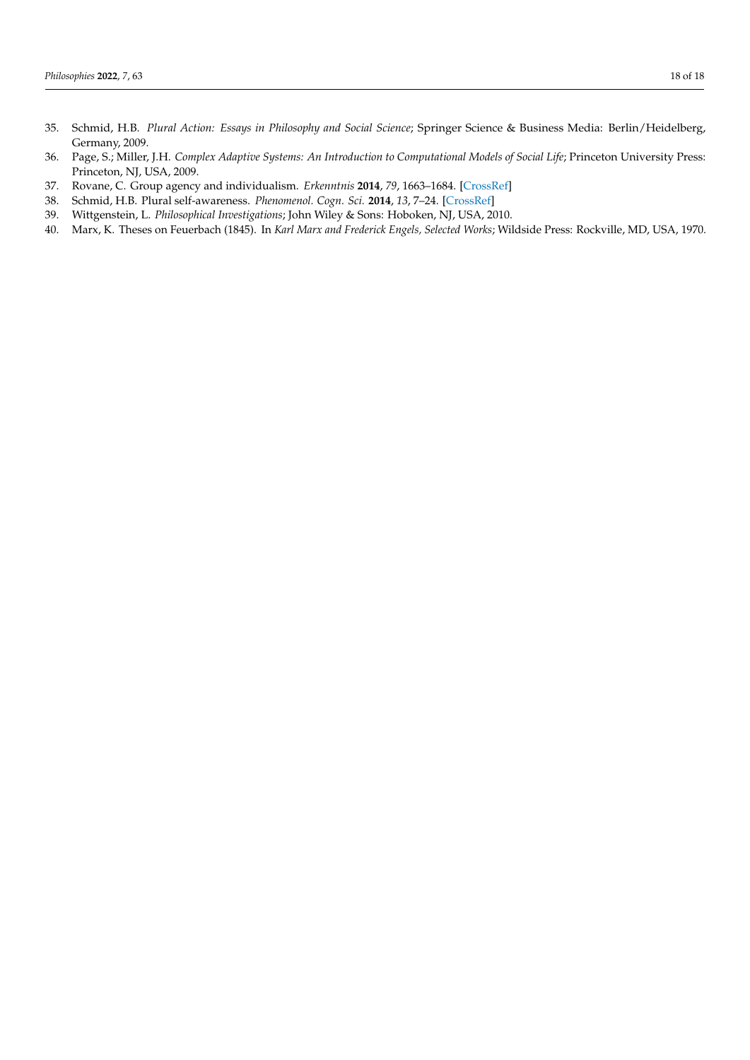35. Schmid, H.B. *Plural Action: Essays in Philosophy and Social Science*; Springer Science & Business Media: Berlin/Heidelberg, Germany, 2009.
36. Page, S.; Miller, J.H. *Complex Adaptive Systems: An Introduction to Computational Models of Social Life*; Princeton University Press: Princeton, NJ, USA, 2009.
37. Rovane, C. Group agency and individualism. *Erkenntnis* **2014**, *79*, 1663–1684. [CrossRef]
38. Schmid, H.B. Plural self-awareness. *Phenomenol. Cogn. Sci.* **2014**, *13*, 7–24. [CrossRef]
39. Wittgenstein, L. *Philosophical Investigations*; John Wiley & Sons: Hoboken, NJ, USA, 2010.
40. Marx, K. Theses on Feuerbach (1845). In *Karl Marx and Frederick Engels, Selected Works*; Wildside Press: Rockville, MD, USA, 1970.